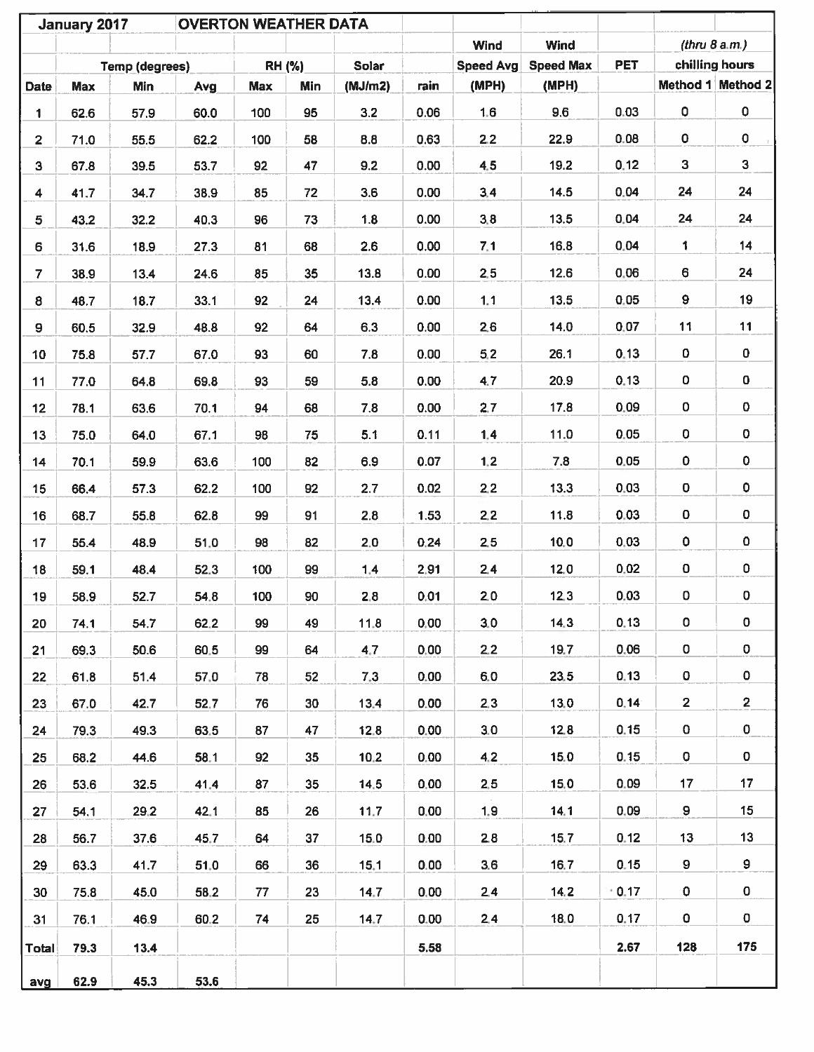| January 2017 | | | OVERTON WEATHER DATA | | | | | | | | | |
|---|---|---|---|---|---|---|---|---|---|---|---|---|
| | | | | | | | | Wind | Wind | | *(thru 8 a.m.)* | |
| | Temp (degrees) | | | RH (%) | | Solar | | Speed Avg | Speed Max | PET | chilling hours | |
| Date | Max | Min | Avg | Max | Min | (MJ/m2) | rain | (MPH) | (MPH) | | Method 1 | Method 2 |
| 1 | 62.6 | 57.9 | 60.0 | 100 | 95 | 3.2 | 0.06 | 1.6 | 9.6 | 0.03 | 0 | 0 |
| 2 | 71.0 | 55.5 | 62.2 | 100 | 58 | 8.8 | 0.63 | 2.2 | 22.9 | 0.08 | 0 | 0 |
| 3 | 67.8 | 39.5 | 53.7 | 92 | 47 | 9.2 | 0.00 | 4.5 | 19.2 | 0.12 | 3 | 3 |
| 4 | 41.7 | 34.7 | 38.9 | 85 | 72 | 3.6 | 0.00 | 3.4 | 14.5 | 0.04 | 24 | 24 |
| 5 | 43.2 | 32.2 | 40.3 | 96 | 73 | 1.8 | 0.00 | 3.8 | 13.5 | 0.04 | 24 | 24 |
| 6 | 31.6 | 18.9 | 27.3 | 81 | 68 | 2.6 | 0.00 | 7.1 | 16.8 | 0.04 | 1 | 14 |
| 7 | 38.9 | 13.4 | 24.6 | 85 | 35 | 13.8 | 0.00 | 2.5 | 12.6 | 0.06 | 6 | 24 |
| 8 | 48.7 | 18.7 | 33.1 | 92 | 24 | 13.4 | 0.00 | 1.1 | 13.5 | 0.05 | 9 | 19 |
| 9 | 60.5 | 32.9 | 48.8 | 92 | 64 | 6.3 | 0.00 | 2.6 | 14.0 | 0.07 | 11 | 11 |
| 10 | 75.8 | 57.7 | 67.0 | 93 | 60 | 7.8 | 0.00 | 5.2 | 26.1 | 0.13 | 0 | 0 |
| 11 | 77.0 | 64.8 | 69.8 | 93 | 59 | 5.8 | 0.00 | 4.7 | 20.9 | 0.13 | 0 | 0 |
| 12 | 78.1 | 63.6 | 70.1 | 94 | 68 | 7.8 | 0.00 | 2.7 | 17.8 | 0.09 | 0 | 0 |
| 13 | 75.0 | 64.0 | 67.1 | 98 | 75 | 5.1 | 0.11 | 1.4 | 11.0 | 0.05 | 0 | 0 |
| 14 | 70.1 | 59.9 | 63.6 | 100 | 82 | 6.9 | 0.07 | 1.2 | 7.8 | 0.05 | 0 | 0 |
| 15 | 66.4 | 57.3 | 62.2 | 100 | 92 | 2.7 | 0.02 | 2.2 | 13.3 | 0.03 | 0 | 0 |
| 16 | 68.7 | 55.8 | 62.8 | 99 | 91 | 2.8 | 1.53 | 2.2 | 11.8 | 0.03 | 0 | 0 |
| 17 | 55.4 | 48.9 | 51.0 | 98 | 82 | 2.0 | 0.24 | 2.5 | 10.0 | 0.03 | 0 | 0 |
| 18 | 59.1 | 48.4 | 52.3 | 100 | 99 | 1.4 | 2.91 | 2.4 | 12.0 | 0.02 | 0 | 0 |
| 19 | 58.9 | 52.7 | 54.8 | 100 | 90 | 2.8 | 0.01 | 2.0 | 12.3 | 0.03 | 0 | 0 |
| 20 | 74.1 | 54.7 | 62.2 | 99 | 49 | 11.8 | 0.00 | 3.0 | 14.3 | 0.13 | 0 | 0 |
| 21 | 69.3 | 50.6 | 60.5 | 99 | 64 | 4.7 | 0.00 | 2.2 | 19.7 | 0.06 | 0 | 0 |
| 22 | 61.8 | 51.4 | 57.0 | 78 | 52 | 7.3 | 0.00 | 6.0 | 23.5 | 0.13 | 0 | 0 |
| 23 | 67.0 | 42.7 | 52.7 | 76 | 30 | 13.4 | 0.00 | 2.3 | 13.0 | 0.14 | 2 | 2 |
| 24 | 79.3 | 49.3 | 63.5 | 87 | 47 | 12.8 | 0.00 | 3.0 | 12.8 | 0.15 | 0 | 0 |
| 25 | 68.2 | 44.6 | 58.1 | 92 | 35 | 10.2 | 0.00 | 4.2 | 15.0 | 0.15 | 0 | 0 |
| 26 | 53.6 | 32.5 | 41.4 | 87 | 35 | 14.5 | 0.00 | 2.5 | 15.0 | 0.09 | 17 | 17 |
| 27 | 54.1 | 29.2 | 42.1 | 85 | 26 | 11.7 | 0.00 | 1.9 | 14.1 | 0.09 | 9 | 15 |
| 28 | 56.7 | 37.6 | 45.7 | 64 | 37 | 15.0 | 0.00 | 2.8 | 15.7 | 0.12 | 13 | 13 |
| 29 | 63.3 | 41.7 | 51.0 | 66 | 36 | 15.1 | 0.00 | 3.6 | 16.7 | 0.15 | 9 | 9 |
| 30 | 75.8 | 45.0 | 58.2 | 77 | 23 | 14.7 | 0.00 | 2.4 | 14.2 | 0.17 | 0 | 0 |
| 31 | 76.1 | 46.9 | 60.2 | 74 | 25 | 14.7 | 0.00 | 2.4 | 18.0 | 0.17 | 0 | 0 |
| Total | 79.3 | 13.4 | | | | | 5.58 | | | 2.67 | 128 | 175 |
| avg | 62.9 | 45.3 | 53.6 | | | | | | | | | |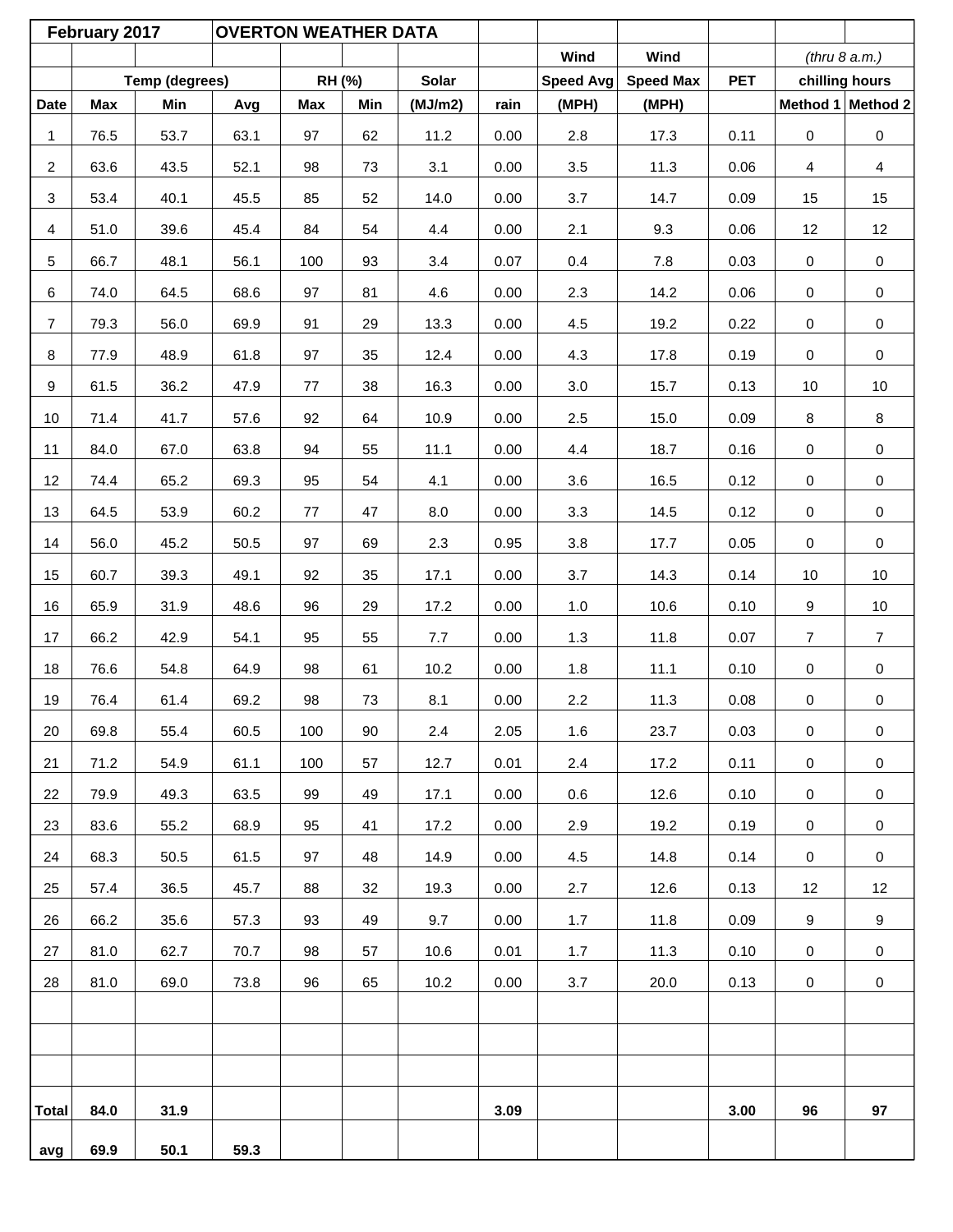| February 2017 | | | OVERTON WEATHER DATA | | | | | | | | | |
|---|---|---|---|---|---|---|---|---|---|---|---|---|
| | | | | | | | | Wind | Wind | | *(thru 8 a.m.)* | |
| | Temp (degrees) | | | RH (%) | | Solar | | Speed Avg | Speed Max | PET | chilling hours | |
| Date | Max | Min | Avg | Max | Min | (MJ/m2) | rain | (MPH) | (MPH) | | Method 1 | Method 2 |
| 1 | 76.5 | 53.7 | 63.1 | 97 | 62 | 11.2 | 0.00 | 2.8 | 17.3 | 0.11 | 0 | 0 |
| 2 | 63.6 | 43.5 | 52.1 | 98 | 73 | 3.1 | 0.00 | 3.5 | 11.3 | 0.06 | 4 | 4 |
| 3 | 53.4 | 40.1 | 45.5 | 85 | 52 | 14.0 | 0.00 | 3.7 | 14.7 | 0.09 | 15 | 15 |
| 4 | 51.0 | 39.6 | 45.4 | 84 | 54 | 4.4 | 0.00 | 2.1 | 9.3 | 0.06 | 12 | 12 |
| 5 | 66.7 | 48.1 | 56.1 | 100 | 93 | 3.4 | 0.07 | 0.4 | 7.8 | 0.03 | 0 | 0 |
| 6 | 74.0 | 64.5 | 68.6 | 97 | 81 | 4.6 | 0.00 | 2.3 | 14.2 | 0.06 | 0 | 0 |
| 7 | 79.3 | 56.0 | 69.9 | 91 | 29 | 13.3 | 0.00 | 4.5 | 19.2 | 0.22 | 0 | 0 |
| 8 | 77.9 | 48.9 | 61.8 | 97 | 35 | 12.4 | 0.00 | 4.3 | 17.8 | 0.19 | 0 | 0 |
| 9 | 61.5 | 36.2 | 47.9 | 77 | 38 | 16.3 | 0.00 | 3.0 | 15.7 | 0.13 | 10 | 10 |
| 10 | 71.4 | 41.7 | 57.6 | 92 | 64 | 10.9 | 0.00 | 2.5 | 15.0 | 0.09 | 8 | 8 |
| 11 | 84.0 | 67.0 | 63.8 | 94 | 55 | 11.1 | 0.00 | 4.4 | 18.7 | 0.16 | 0 | 0 |
| 12 | 74.4 | 65.2 | 69.3 | 95 | 54 | 4.1 | 0.00 | 3.6 | 16.5 | 0.12 | 0 | 0 |
| 13 | 64.5 | 53.9 | 60.2 | 77 | 47 | 8.0 | 0.00 | 3.3 | 14.5 | 0.12 | 0 | 0 |
| 14 | 56.0 | 45.2 | 50.5 | 97 | 69 | 2.3 | 0.95 | 3.8 | 17.7 | 0.05 | 0 | 0 |
| 15 | 60.7 | 39.3 | 49.1 | 92 | 35 | 17.1 | 0.00 | 3.7 | 14.3 | 0.14 | 10 | 10 |
| 16 | 65.9 | 31.9 | 48.6 | 96 | 29 | 17.2 | 0.00 | 1.0 | 10.6 | 0.10 | 9 | 10 |
| 17 | 66.2 | 42.9 | 54.1 | 95 | 55 | 7.7 | 0.00 | 1.3 | 11.8 | 0.07 | 7 | 7 |
| 18 | 76.6 | 54.8 | 64.9 | 98 | 61 | 10.2 | 0.00 | 1.8 | 11.1 | 0.10 | 0 | 0 |
| 19 | 76.4 | 61.4 | 69.2 | 98 | 73 | 8.1 | 0.00 | 2.2 | 11.3 | 0.08 | 0 | 0 |
| 20 | 69.8 | 55.4 | 60.5 | 100 | 90 | 2.4 | 2.05 | 1.6 | 23.7 | 0.03 | 0 | 0 |
| 21 | 71.2 | 54.9 | 61.1 | 100 | 57 | 12.7 | 0.01 | 2.4 | 17.2 | 0.11 | 0 | 0 |
| 22 | 79.9 | 49.3 | 63.5 | 99 | 49 | 17.1 | 0.00 | 0.6 | 12.6 | 0.10 | 0 | 0 |
| 23 | 83.6 | 55.2 | 68.9 | 95 | 41 | 17.2 | 0.00 | 2.9 | 19.2 | 0.19 | 0 | 0 |
| 24 | 68.3 | 50.5 | 61.5 | 97 | 48 | 14.9 | 0.00 | 4.5 | 14.8 | 0.14 | 0 | 0 |
| 25 | 57.4 | 36.5 | 45.7 | 88 | 32 | 19.3 | 0.00 | 2.7 | 12.6 | 0.13 | 12 | 12 |
| 26 | 66.2 | 35.6 | 57.3 | 93 | 49 | 9.7 | 0.00 | 1.7 | 11.8 | 0.09 | 9 | 9 |
| 27 | 81.0 | 62.7 | 70.7 | 98 | 57 | 10.6 | 0.01 | 1.7 | 11.3 | 0.10 | 0 | 0 |
| 28 | 81.0 | 69.0 | 73.8 | 96 | 65 | 10.2 | 0.00 | 3.7 | 20.0 | 0.13 | 0 | 0 |
| | | | | | | | | | | | | |
| | | | | | | | | | | | | |
| | | | | | | | | | | | | |
| **Total** | **84.0** | **31.9** | | | | | **3.09** | | | **3.00** | **96** | **97** |
| **avg** | **69.9** | **50.1** | **59.3** | | | | | | | | | |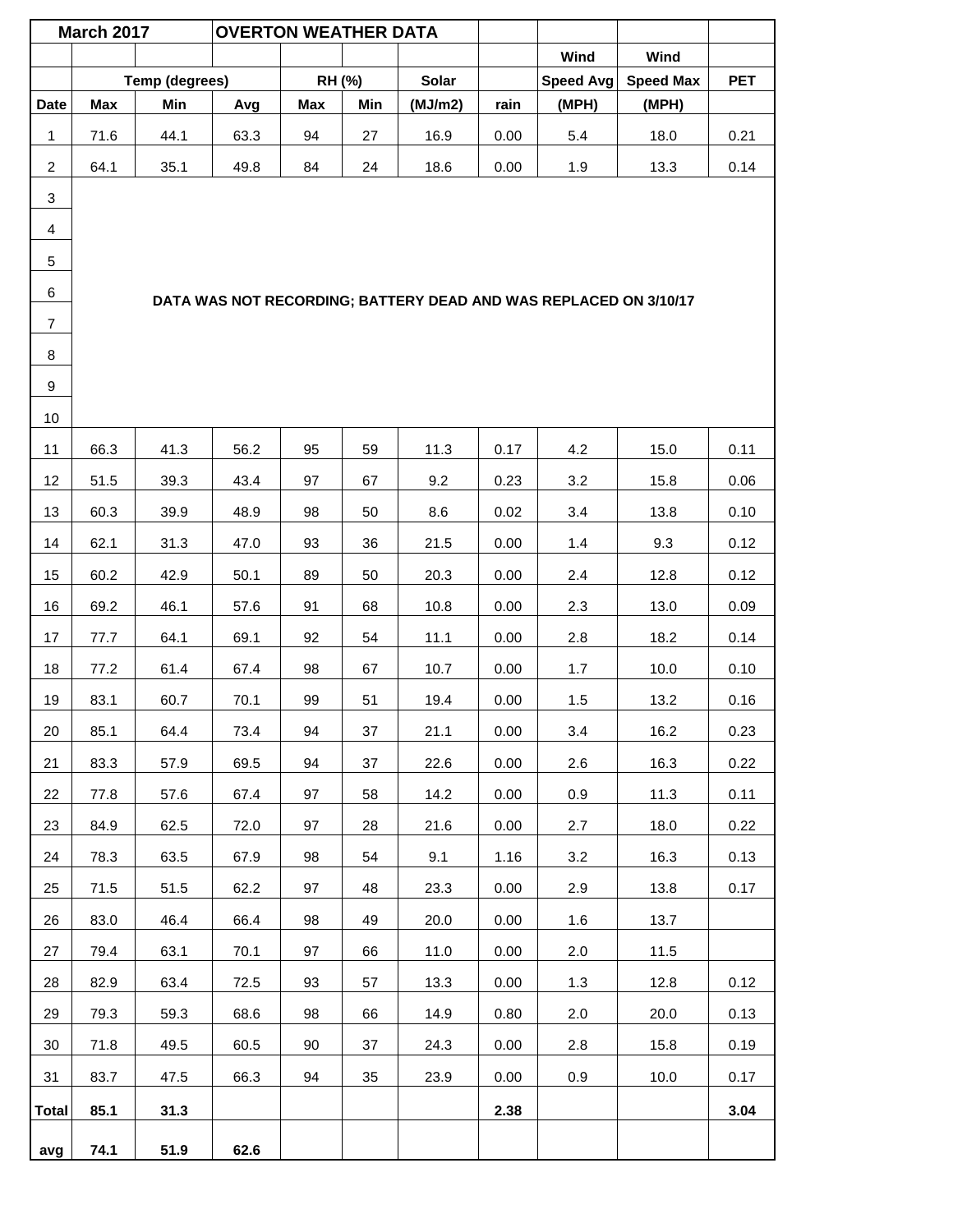| March 2017 | | OVERTON WEATHER DATA | | | | | | | | |
|---|---|---|---|---|---|---|---|---|---|---|
| | | | | | | | | Wind | Wind | |
| | Temp (degrees) | | | RH (%) | | Solar | | Speed Avg | Speed Max | PET |
| Date | Max | Min | Avg | Max | Min | (MJ/m2) | rain | (MPH) | (MPH) | |
| 1 | 71.6 | 44.1 | 63.3 | 94 | 27 | 16.9 | 0.00 | 5.4 | 18.0 | 0.21 |
| 2 | 64.1 | 35.1 | 49.8 | 84 | 24 | 18.6 | 0.00 | 1.9 | 13.3 | 0.14 |
| 3 | DATA WAS NOT RECORDING; BATTERY DEAD AND WAS REPLACED ON 3/10/17 | | | | | | | | | |
| 4 | | | | | | | | | | |
| 5 | | | | | | | | | | |
| 6 | | | | | | | | | | |
| 7 | | | | | | | | | | |
| 8 | | | | | | | | | | |
| 9 | | | | | | | | | | |
| 10 | | | | | | | | | | |
| 11 | 66.3 | 41.3 | 56.2 | 95 | 59 | 11.3 | 0.17 | 4.2 | 15.0 | 0.11 |
| 12 | 51.5 | 39.3 | 43.4 | 97 | 67 | 9.2 | 0.23 | 3.2 | 15.8 | 0.06 |
| 13 | 60.3 | 39.9 | 48.9 | 98 | 50 | 8.6 | 0.02 | 3.4 | 13.8 | 0.10 |
| 14 | 62.1 | 31.3 | 47.0 | 93 | 36 | 21.5 | 0.00 | 1.4 | 9.3 | 0.12 |
| 15 | 60.2 | 42.9 | 50.1 | 89 | 50 | 20.3 | 0.00 | 2.4 | 12.8 | 0.12 |
| 16 | 69.2 | 46.1 | 57.6 | 91 | 68 | 10.8 | 0.00 | 2.3 | 13.0 | 0.09 |
| 17 | 77.7 | 64.1 | 69.1 | 92 | 54 | 11.1 | 0.00 | 2.8 | 18.2 | 0.14 |
| 18 | 77.2 | 61.4 | 67.4 | 98 | 67 | 10.7 | 0.00 | 1.7 | 10.0 | 0.10 |
| 19 | 83.1 | 60.7 | 70.1 | 99 | 51 | 19.4 | 0.00 | 1.5 | 13.2 | 0.16 |
| 20 | 85.1 | 64.4 | 73.4 | 94 | 37 | 21.1 | 0.00 | 3.4 | 16.2 | 0.23 |
| 21 | 83.3 | 57.9 | 69.5 | 94 | 37 | 22.6 | 0.00 | 2.6 | 16.3 | 0.22 |
| 22 | 77.8 | 57.6 | 67.4 | 97 | 58 | 14.2 | 0.00 | 0.9 | 11.3 | 0.11 |
| 23 | 84.9 | 62.5 | 72.0 | 97 | 28 | 21.6 | 0.00 | 2.7 | 18.0 | 0.22 |
| 24 | 78.3 | 63.5 | 67.9 | 98 | 54 | 9.1 | 1.16 | 3.2 | 16.3 | 0.13 |
| 25 | 71.5 | 51.5 | 62.2 | 97 | 48 | 23.3 | 0.00 | 2.9 | 13.8 | 0.17 |
| 26 | 83.0 | 46.4 | 66.4 | 98 | 49 | 20.0 | 0.00 | 1.6 | 13.7 | |
| 27 | 79.4 | 63.1 | 70.1 | 97 | 66 | 11.0 | 0.00 | 2.0 | 11.5 | |
| 28 | 82.9 | 63.4 | 72.5 | 93 | 57 | 13.3 | 0.00 | 1.3 | 12.8 | 0.12 |
| 29 | 79.3 | 59.3 | 68.6 | 98 | 66 | 14.9 | 0.80 | 2.0 | 20.0 | 0.13 |
| 30 | 71.8 | 49.5 | 60.5 | 90 | 37 | 24.3 | 0.00 | 2.8 | 15.8 | 0.19 |
| 31 | 83.7 | 47.5 | 66.3 | 94 | 35 | 23.9 | 0.00 | 0.9 | 10.0 | 0.17 |
| **Total** | **85.1** | **31.3** | | | | | **2.38** | | | **3.04** |
| **avg** | **74.1** | **51.9** | **62.6** | | | | | | | |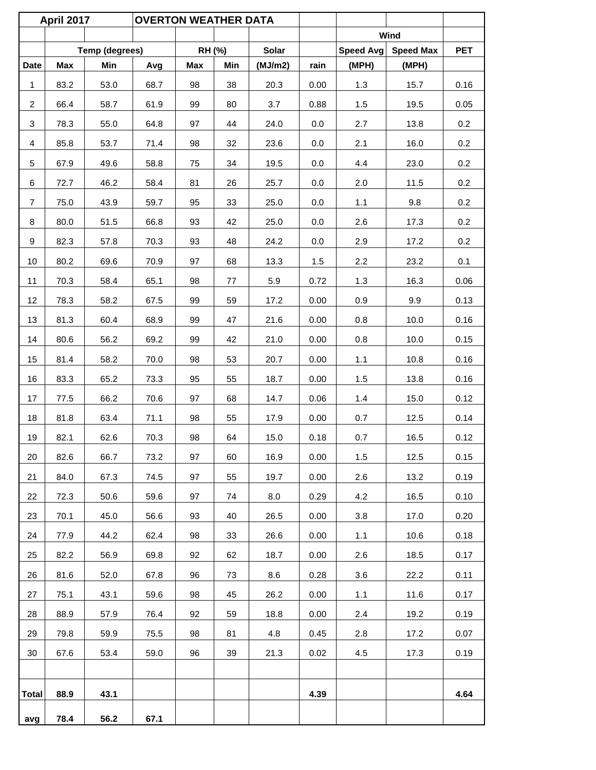| April 2017 | | | OVERTON WEATHER DATA | | | | | | | |
|---|---|---|---|---|---|---|---|---|---|---|
| | | | | | | | | Wind | | |
| | Temp (degrees) | | | RH (%) | | Solar | | Speed Avg | Speed Max | PET |
| Date | Max | Min | Avg | Max | Min | (MJ/m2) | rain | (MPH) | (MPH) | |
| 1 | 83.2 | 53.0 | 68.7 | 98 | 38 | 20.3 | 0.00 | 1.3 | 15.7 | 0.16 |
| 2 | 66.4 | 58.7 | 61.9 | 99 | 80 | 3.7 | 0.88 | 1.5 | 19.5 | 0.05 |
| 3 | 78.3 | 55.0 | 64.8 | 97 | 44 | 24.0 | 0.0 | 2.7 | 13.8 | 0.2 |
| 4 | 85.8 | 53.7 | 71.4 | 98 | 32 | 23.6 | 0.0 | 2.1 | 16.0 | 0.2 |
| 5 | 67.9 | 49.6 | 58.8 | 75 | 34 | 19.5 | 0.0 | 4.4 | 23.0 | 0.2 |
| 6 | 72.7 | 46.2 | 58.4 | 81 | 26 | 25.7 | 0.0 | 2.0 | 11.5 | 0.2 |
| 7 | 75.0 | 43.9 | 59.7 | 95 | 33 | 25.0 | 0.0 | 1.1 | 9.8 | 0.2 |
| 8 | 80.0 | 51.5 | 66.8 | 93 | 42 | 25.0 | 0.0 | 2.6 | 17.3 | 0.2 |
| 9 | 82.3 | 57.8 | 70.3 | 93 | 48 | 24.2 | 0.0 | 2.9 | 17.2 | 0.2 |
| 10 | 80.2 | 69.6 | 70.9 | 97 | 68 | 13.3 | 1.5 | 2.2 | 23.2 | 0.1 |
| 11 | 70.3 | 58.4 | 65.1 | 98 | 77 | 5.9 | 0.72 | 1.3 | 16.3 | 0.06 |
| 12 | 78.3 | 58.2 | 67.5 | 99 | 59 | 17.2 | 0.00 | 0.9 | 9.9 | 0.13 |
| 13 | 81.3 | 60.4 | 68.9 | 99 | 47 | 21.6 | 0.00 | 0.8 | 10.0 | 0.16 |
| 14 | 80.6 | 56.2 | 69.2 | 99 | 42 | 21.0 | 0.00 | 0.8 | 10.0 | 0.15 |
| 15 | 81.4 | 58.2 | 70.0 | 98 | 53 | 20.7 | 0.00 | 1.1 | 10.8 | 0.16 |
| 16 | 83.3 | 65.2 | 73.3 | 95 | 55 | 18.7 | 0.00 | 1.5 | 13.8 | 0.16 |
| 17 | 77.5 | 66.2 | 70.6 | 97 | 68 | 14.7 | 0.06 | 1.4 | 15.0 | 0.12 |
| 18 | 81.8 | 63.4 | 71.1 | 98 | 55 | 17.9 | 0.00 | 0.7 | 12.5 | 0.14 |
| 19 | 82.1 | 62.6 | 70.3 | 98 | 64 | 15.0 | 0.18 | 0.7 | 16.5 | 0.12 |
| 20 | 82.6 | 66.7 | 73.2 | 97 | 60 | 16.9 | 0.00 | 1.5 | 12.5 | 0.15 |
| 21 | 84.0 | 67.3 | 74.5 | 97 | 55 | 19.7 | 0.00 | 2.6 | 13.2 | 0.19 |
| 22 | 72.3 | 50.6 | 59.6 | 97 | 74 | 8.0 | 0.29 | 4.2 | 16.5 | 0.10 |
| 23 | 70.1 | 45.0 | 56.6 | 93 | 40 | 26.5 | 0.00 | 3.8 | 17.0 | 0.20 |
| 24 | 77.9 | 44.2 | 62.4 | 98 | 33 | 26.6 | 0.00 | 1.1 | 10.6 | 0.18 |
| 25 | 82.2 | 56.9 | 69.8 | 92 | 62 | 18.7 | 0.00 | 2.6 | 18.5 | 0.17 |
| 26 | 81.6 | 52.0 | 67.8 | 96 | 73 | 8.6 | 0.28 | 3.6 | 22.2 | 0.11 |
| 27 | 75.1 | 43.1 | 59.6 | 98 | 45 | 26.2 | 0.00 | 1.1 | 11.6 | 0.17 |
| 28 | 88.9 | 57.9 | 76.4 | 92 | 59 | 18.8 | 0.00 | 2.4 | 19.2 | 0.19 |
| 29 | 79.8 | 59.9 | 75.5 | 98 | 81 | 4.8 | 0.45 | 2.8 | 17.2 | 0.07 |
| 30 | 67.6 | 53.4 | 59.0 | 96 | 39 | 21.3 | 0.02 | 4.5 | 17.3 | 0.19 |
| | | | | | | | | | | |
| **Total** | **88.9** | **43.1** | | | | | **4.39** | | | **4.64** |
| **avg** | **78.4** | **56.2** | **67.1** | | | | | | | |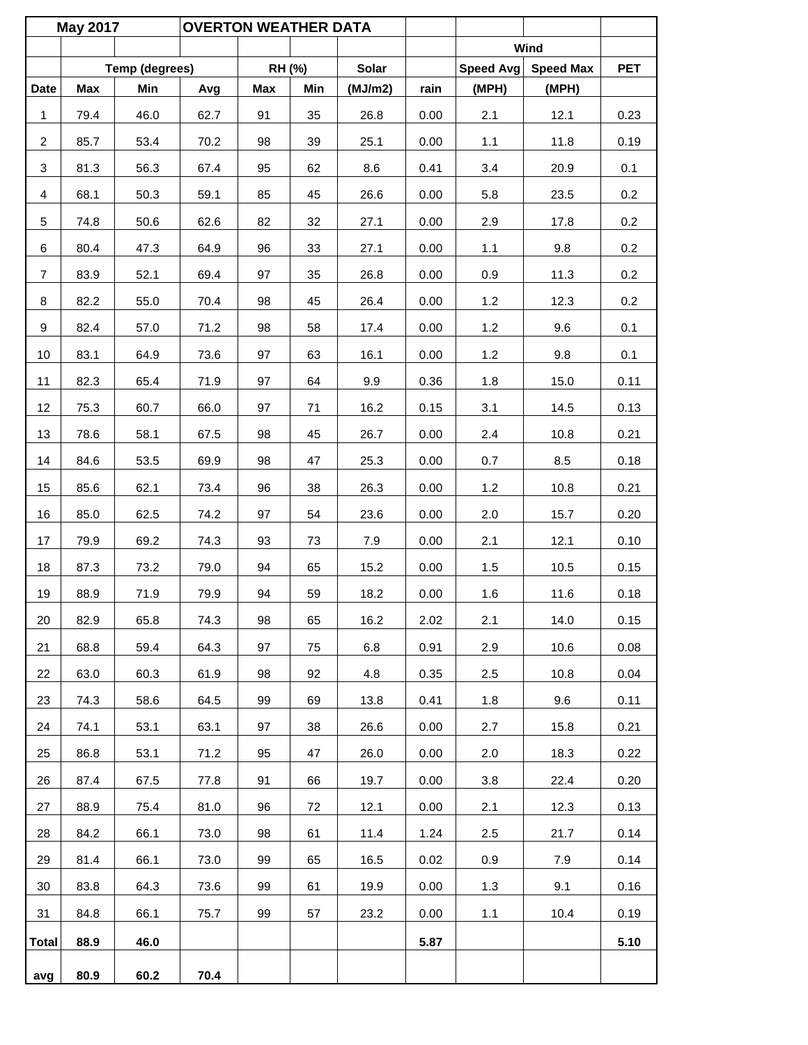| May 2017 | | | OVERTON WEATHER DATA | | | | | | | |
|---|---|---|---|---|---|---|---|---|---|---|
| | | | | | | | | Wind | | |
| | Temp (degrees) | | | RH (%) | | Solar | | Speed Avg | Speed Max | PET |
| Date | Max | Min | Avg | Max | Min | (MJ/m2) | rain | (MPH) | (MPH) | |
| 1 | 79.4 | 46.0 | 62.7 | 91 | 35 | 26.8 | 0.00 | 2.1 | 12.1 | 0.23 |
| 2 | 85.7 | 53.4 | 70.2 | 98 | 39 | 25.1 | 0.00 | 1.1 | 11.8 | 0.19 |
| 3 | 81.3 | 56.3 | 67.4 | 95 | 62 | 8.6 | 0.41 | 3.4 | 20.9 | 0.1 |
| 4 | 68.1 | 50.3 | 59.1 | 85 | 45 | 26.6 | 0.00 | 5.8 | 23.5 | 0.2 |
| 5 | 74.8 | 50.6 | 62.6 | 82 | 32 | 27.1 | 0.00 | 2.9 | 17.8 | 0.2 |
| 6 | 80.4 | 47.3 | 64.9 | 96 | 33 | 27.1 | 0.00 | 1.1 | 9.8 | 0.2 |
| 7 | 83.9 | 52.1 | 69.4 | 97 | 35 | 26.8 | 0.00 | 0.9 | 11.3 | 0.2 |
| 8 | 82.2 | 55.0 | 70.4 | 98 | 45 | 26.4 | 0.00 | 1.2 | 12.3 | 0.2 |
| 9 | 82.4 | 57.0 | 71.2 | 98 | 58 | 17.4 | 0.00 | 1.2 | 9.6 | 0.1 |
| 10 | 83.1 | 64.9 | 73.6 | 97 | 63 | 16.1 | 0.00 | 1.2 | 9.8 | 0.1 |
| 11 | 82.3 | 65.4 | 71.9 | 97 | 64 | 9.9 | 0.36 | 1.8 | 15.0 | 0.11 |
| 12 | 75.3 | 60.7 | 66.0 | 97 | 71 | 16.2 | 0.15 | 3.1 | 14.5 | 0.13 |
| 13 | 78.6 | 58.1 | 67.5 | 98 | 45 | 26.7 | 0.00 | 2.4 | 10.8 | 0.21 |
| 14 | 84.6 | 53.5 | 69.9 | 98 | 47 | 25.3 | 0.00 | 0.7 | 8.5 | 0.18 |
| 15 | 85.6 | 62.1 | 73.4 | 96 | 38 | 26.3 | 0.00 | 1.2 | 10.8 | 0.21 |
| 16 | 85.0 | 62.5 | 74.2 | 97 | 54 | 23.6 | 0.00 | 2.0 | 15.7 | 0.20 |
| 17 | 79.9 | 69.2 | 74.3 | 93 | 73 | 7.9 | 0.00 | 2.1 | 12.1 | 0.10 |
| 18 | 87.3 | 73.2 | 79.0 | 94 | 65 | 15.2 | 0.00 | 1.5 | 10.5 | 0.15 |
| 19 | 88.9 | 71.9 | 79.9 | 94 | 59 | 18.2 | 0.00 | 1.6 | 11.6 | 0.18 |
| 20 | 82.9 | 65.8 | 74.3 | 98 | 65 | 16.2 | 2.02 | 2.1 | 14.0 | 0.15 |
| 21 | 68.8 | 59.4 | 64.3 | 97 | 75 | 6.8 | 0.91 | 2.9 | 10.6 | 0.08 |
| 22 | 63.0 | 60.3 | 61.9 | 98 | 92 | 4.8 | 0.35 | 2.5 | 10.8 | 0.04 |
| 23 | 74.3 | 58.6 | 64.5 | 99 | 69 | 13.8 | 0.41 | 1.8 | 9.6 | 0.11 |
| 24 | 74.1 | 53.1 | 63.1 | 97 | 38 | 26.6 | 0.00 | 2.7 | 15.8 | 0.21 |
| 25 | 86.8 | 53.1 | 71.2 | 95 | 47 | 26.0 | 0.00 | 2.0 | 18.3 | 0.22 |
| 26 | 87.4 | 67.5 | 77.8 | 91 | 66 | 19.7 | 0.00 | 3.8 | 22.4 | 0.20 |
| 27 | 88.9 | 75.4 | 81.0 | 96 | 72 | 12.1 | 0.00 | 2.1 | 12.3 | 0.13 |
| 28 | 84.2 | 66.1 | 73.0 | 98 | 61 | 11.4 | 1.24 | 2.5 | 21.7 | 0.14 |
| 29 | 81.4 | 66.1 | 73.0 | 99 | 65 | 16.5 | 0.02 | 0.9 | 7.9 | 0.14 |
| 30 | 83.8 | 64.3 | 73.6 | 99 | 61 | 19.9 | 0.00 | 1.3 | 9.1 | 0.16 |
| 31 | 84.8 | 66.1 | 75.7 | 99 | 57 | 23.2 | 0.00 | 1.1 | 10.4 | 0.19 |
| **Total** | **88.9** | **46.0** | | | | | **5.87** | | | **5.10** |
| **avg** | **80.9** | **60.2** | **70.4** | | | | | | | |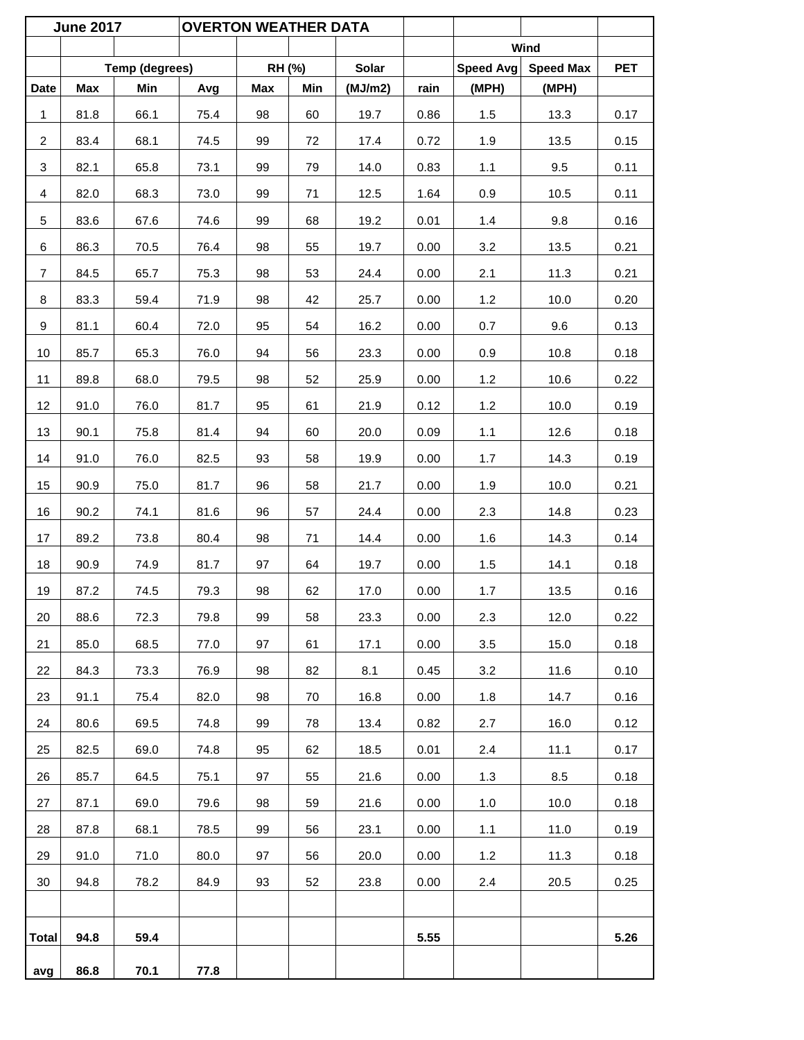| June 2017 | | | OVERTON WEATHER DATA | | | | | | | |
|---|---|---|---|---|---|---|---|---|---|---|
| | | | | | | | | Wind | | |
| | Temp (degrees) | | | RH (%) | | Solar | | Speed Avg | Speed Max | PET |
| Date | Max | Min | Avg | Max | Min | (MJ/m2) | rain | (MPH) | (MPH) | |
| 1 | 81.8 | 66.1 | 75.4 | 98 | 60 | 19.7 | 0.86 | 1.5 | 13.3 | 0.17 |
| 2 | 83.4 | 68.1 | 74.5 | 99 | 72 | 17.4 | 0.72 | 1.9 | 13.5 | 0.15 |
| 3 | 82.1 | 65.8 | 73.1 | 99 | 79 | 14.0 | 0.83 | 1.1 | 9.5 | 0.11 |
| 4 | 82.0 | 68.3 | 73.0 | 99 | 71 | 12.5 | 1.64 | 0.9 | 10.5 | 0.11 |
| 5 | 83.6 | 67.6 | 74.6 | 99 | 68 | 19.2 | 0.01 | 1.4 | 9.8 | 0.16 |
| 6 | 86.3 | 70.5 | 76.4 | 98 | 55 | 19.7 | 0.00 | 3.2 | 13.5 | 0.21 |
| 7 | 84.5 | 65.7 | 75.3 | 98 | 53 | 24.4 | 0.00 | 2.1 | 11.3 | 0.21 |
| 8 | 83.3 | 59.4 | 71.9 | 98 | 42 | 25.7 | 0.00 | 1.2 | 10.0 | 0.20 |
| 9 | 81.1 | 60.4 | 72.0 | 95 | 54 | 16.2 | 0.00 | 0.7 | 9.6 | 0.13 |
| 10 | 85.7 | 65.3 | 76.0 | 94 | 56 | 23.3 | 0.00 | 0.9 | 10.8 | 0.18 |
| 11 | 89.8 | 68.0 | 79.5 | 98 | 52 | 25.9 | 0.00 | 1.2 | 10.6 | 0.22 |
| 12 | 91.0 | 76.0 | 81.7 | 95 | 61 | 21.9 | 0.12 | 1.2 | 10.0 | 0.19 |
| 13 | 90.1 | 75.8 | 81.4 | 94 | 60 | 20.0 | 0.09 | 1.1 | 12.6 | 0.18 |
| 14 | 91.0 | 76.0 | 82.5 | 93 | 58 | 19.9 | 0.00 | 1.7 | 14.3 | 0.19 |
| 15 | 90.9 | 75.0 | 81.7 | 96 | 58 | 21.7 | 0.00 | 1.9 | 10.0 | 0.21 |
| 16 | 90.2 | 74.1 | 81.6 | 96 | 57 | 24.4 | 0.00 | 2.3 | 14.8 | 0.23 |
| 17 | 89.2 | 73.8 | 80.4 | 98 | 71 | 14.4 | 0.00 | 1.6 | 14.3 | 0.14 |
| 18 | 90.9 | 74.9 | 81.7 | 97 | 64 | 19.7 | 0.00 | 1.5 | 14.1 | 0.18 |
| 19 | 87.2 | 74.5 | 79.3 | 98 | 62 | 17.0 | 0.00 | 1.7 | 13.5 | 0.16 |
| 20 | 88.6 | 72.3 | 79.8 | 99 | 58 | 23.3 | 0.00 | 2.3 | 12.0 | 0.22 |
| 21 | 85.0 | 68.5 | 77.0 | 97 | 61 | 17.1 | 0.00 | 3.5 | 15.0 | 0.18 |
| 22 | 84.3 | 73.3 | 76.9 | 98 | 82 | 8.1 | 0.45 | 3.2 | 11.6 | 0.10 |
| 23 | 91.1 | 75.4 | 82.0 | 98 | 70 | 16.8 | 0.00 | 1.8 | 14.7 | 0.16 |
| 24 | 80.6 | 69.5 | 74.8 | 99 | 78 | 13.4 | 0.82 | 2.7 | 16.0 | 0.12 |
| 25 | 82.5 | 69.0 | 74.8 | 95 | 62 | 18.5 | 0.01 | 2.4 | 11.1 | 0.17 |
| 26 | 85.7 | 64.5 | 75.1 | 97 | 55 | 21.6 | 0.00 | 1.3 | 8.5 | 0.18 |
| 27 | 87.1 | 69.0 | 79.6 | 98 | 59 | 21.6 | 0.00 | 1.0 | 10.0 | 0.18 |
| 28 | 87.8 | 68.1 | 78.5 | 99 | 56 | 23.1 | 0.00 | 1.1 | 11.0 | 0.19 |
| 29 | 91.0 | 71.0 | 80.0 | 97 | 56 | 20.0 | 0.00 | 1.2 | 11.3 | 0.18 |
| 30 | 94.8 | 78.2 | 84.9 | 93 | 52 | 23.8 | 0.00 | 2.4 | 20.5 | 0.25 |
| | | | | | | | | | | |
| **Total** | **94.8** | **59.4** | | | | | **5.55** | | | **5.26** |
| **avg** | **86.8** | **70.1** | **77.8** | | | | | | | |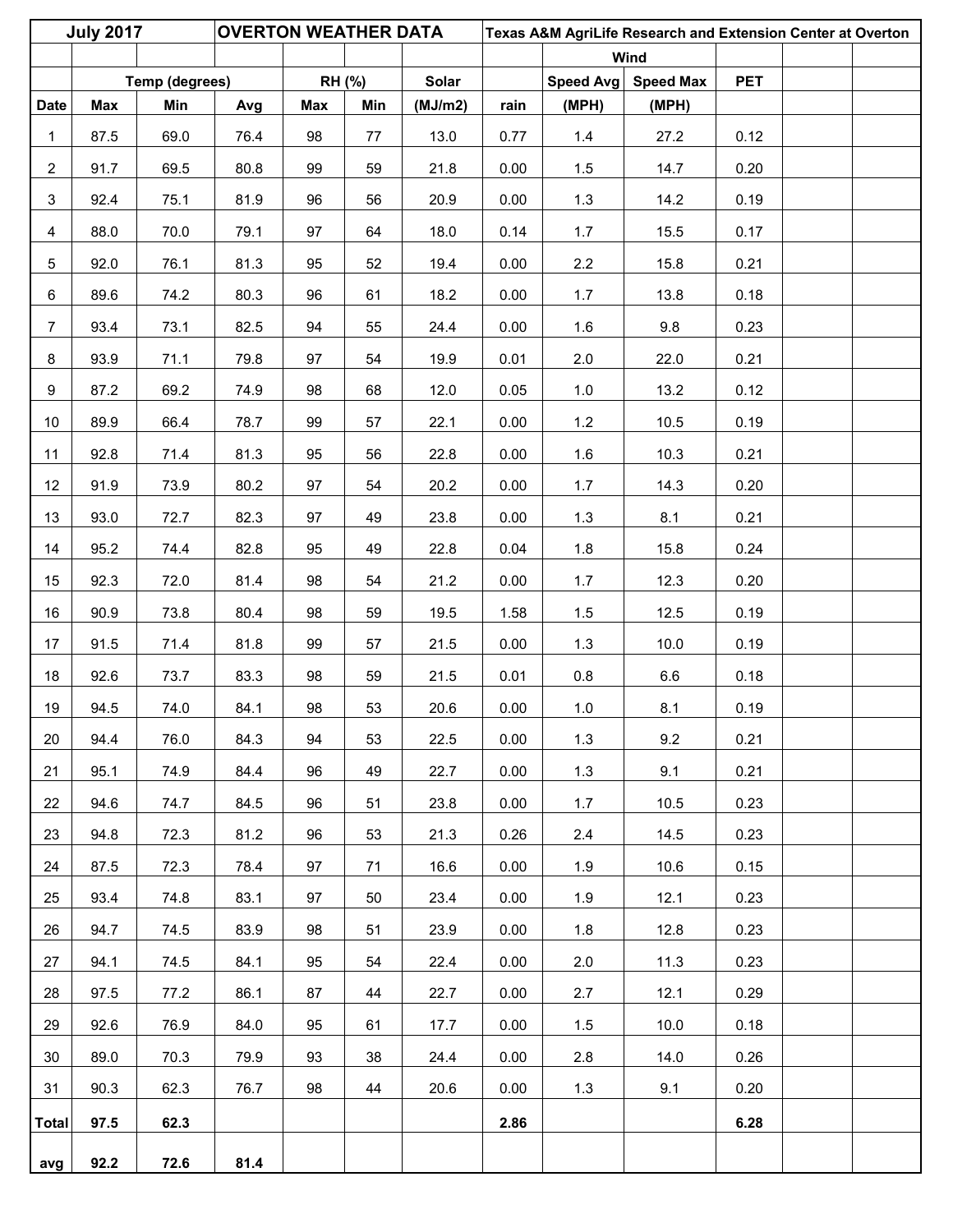| July 2017 | | | OVERTON WEATHER DATA | | | Texas A&M AgriLife Research and Extension Center at Overton | | | | | |
|---|---|---|---|---|---|---|---|---|---|---|---|
| | | | | | | | Wind | | | | |
| | Temp (degrees) | | | RH (%) | | Solar | | Speed Avg | Speed Max | PET | | |
| Date | Max | Min | Avg | Max | Min | (MJ/m2) | rain | (MPH) | (MPH) | | | |
| 1 | 87.5 | 69.0 | 76.4 | 98 | 77 | 13.0 | 0.77 | 1.4 | 27.2 | 0.12 | | |
| 2 | 91.7 | 69.5 | 80.8 | 99 | 59 | 21.8 | 0.00 | 1.5 | 14.7 | 0.20 | | |
| 3 | 92.4 | 75.1 | 81.9 | 96 | 56 | 20.9 | 0.00 | 1.3 | 14.2 | 0.19 | | |
| 4 | 88.0 | 70.0 | 79.1 | 97 | 64 | 18.0 | 0.14 | 1.7 | 15.5 | 0.17 | | |
| 5 | 92.0 | 76.1 | 81.3 | 95 | 52 | 19.4 | 0.00 | 2.2 | 15.8 | 0.21 | | |
| 6 | 89.6 | 74.2 | 80.3 | 96 | 61 | 18.2 | 0.00 | 1.7 | 13.8 | 0.18 | | |
| 7 | 93.4 | 73.1 | 82.5 | 94 | 55 | 24.4 | 0.00 | 1.6 | 9.8 | 0.23 | | |
| 8 | 93.9 | 71.1 | 79.8 | 97 | 54 | 19.9 | 0.01 | 2.0 | 22.0 | 0.21 | | |
| 9 | 87.2 | 69.2 | 74.9 | 98 | 68 | 12.0 | 0.05 | 1.0 | 13.2 | 0.12 | | |
| 10 | 89.9 | 66.4 | 78.7 | 99 | 57 | 22.1 | 0.00 | 1.2 | 10.5 | 0.19 | | |
| 11 | 92.8 | 71.4 | 81.3 | 95 | 56 | 22.8 | 0.00 | 1.6 | 10.3 | 0.21 | | |
| 12 | 91.9 | 73.9 | 80.2 | 97 | 54 | 20.2 | 0.00 | 1.7 | 14.3 | 0.20 | | |
| 13 | 93.0 | 72.7 | 82.3 | 97 | 49 | 23.8 | 0.00 | 1.3 | 8.1 | 0.21 | | |
| 14 | 95.2 | 74.4 | 82.8 | 95 | 49 | 22.8 | 0.04 | 1.8 | 15.8 | 0.24 | | |
| 15 | 92.3 | 72.0 | 81.4 | 98 | 54 | 21.2 | 0.00 | 1.7 | 12.3 | 0.20 | | |
| 16 | 90.9 | 73.8 | 80.4 | 98 | 59 | 19.5 | 1.58 | 1.5 | 12.5 | 0.19 | | |
| 17 | 91.5 | 71.4 | 81.8 | 99 | 57 | 21.5 | 0.00 | 1.3 | 10.0 | 0.19 | | |
| 18 | 92.6 | 73.7 | 83.3 | 98 | 59 | 21.5 | 0.01 | 0.8 | 6.6 | 0.18 | | |
| 19 | 94.5 | 74.0 | 84.1 | 98 | 53 | 20.6 | 0.00 | 1.0 | 8.1 | 0.19 | | |
| 20 | 94.4 | 76.0 | 84.3 | 94 | 53 | 22.5 | 0.00 | 1.3 | 9.2 | 0.21 | | |
| 21 | 95.1 | 74.9 | 84.4 | 96 | 49 | 22.7 | 0.00 | 1.3 | 9.1 | 0.21 | | |
| 22 | 94.6 | 74.7 | 84.5 | 96 | 51 | 23.8 | 0.00 | 1.7 | 10.5 | 0.23 | | |
| 23 | 94.8 | 72.3 | 81.2 | 96 | 53 | 21.3 | 0.26 | 2.4 | 14.5 | 0.23 | | |
| 24 | 87.5 | 72.3 | 78.4 | 97 | 71 | 16.6 | 0.00 | 1.9 | 10.6 | 0.15 | | |
| 25 | 93.4 | 74.8 | 83.1 | 97 | 50 | 23.4 | 0.00 | 1.9 | 12.1 | 0.23 | | |
| 26 | 94.7 | 74.5 | 83.9 | 98 | 51 | 23.9 | 0.00 | 1.8 | 12.8 | 0.23 | | |
| 27 | 94.1 | 74.5 | 84.1 | 95 | 54 | 22.4 | 0.00 | 2.0 | 11.3 | 0.23 | | |
| 28 | 97.5 | 77.2 | 86.1 | 87 | 44 | 22.7 | 0.00 | 2.7 | 12.1 | 0.29 | | |
| 29 | 92.6 | 76.9 | 84.0 | 95 | 61 | 17.7 | 0.00 | 1.5 | 10.0 | 0.18 | | |
| 30 | 89.0 | 70.3 | 79.9 | 93 | 38 | 24.4 | 0.00 | 2.8 | 14.0 | 0.26 | | |
| 31 | 90.3 | 62.3 | 76.7 | 98 | 44 | 20.6 | 0.00 | 1.3 | 9.1 | 0.20 | | |
| **Total** | **97.5** | **62.3** | | | | | **2.86** | | | **6.28** | | |
| **avg** | **92.2** | **72.6** | **81.4** | | | | | | | | | |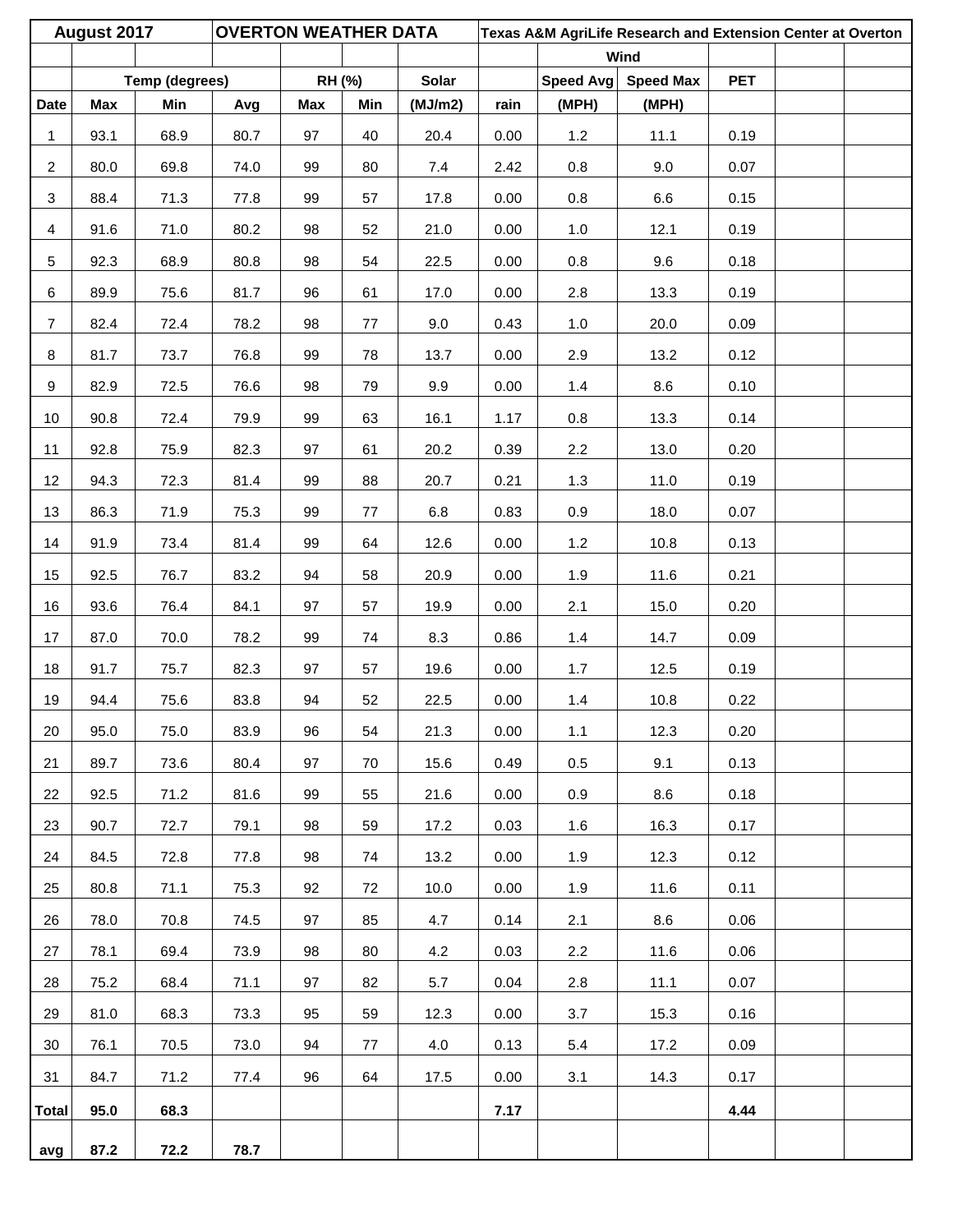| August 2017 | | | OVERTON WEATHER DATA | | | Texas A&M AgriLife Research and Extension Center at Overton | | | | | |
|---|---|---|---|---|---|---|---|---|---|---|---|
| | | | | | | | Wind | | | | |
| | Temp (degrees) | | | RH (%) | | Solar | | Speed Avg | Speed Max | PET | | |
| Date | Max | Min | Avg | Max | Min | (MJ/m2) | rain | (MPH) | (MPH) | | | |
| 1 | 93.1 | 68.9 | 80.7 | 97 | 40 | 20.4 | 0.00 | 1.2 | 11.1 | 0.19 | | |
| 2 | 80.0 | 69.8 | 74.0 | 99 | 80 | 7.4 | 2.42 | 0.8 | 9.0 | 0.07 | | |
| 3 | 88.4 | 71.3 | 77.8 | 99 | 57 | 17.8 | 0.00 | 0.8 | 6.6 | 0.15 | | |
| 4 | 91.6 | 71.0 | 80.2 | 98 | 52 | 21.0 | 0.00 | 1.0 | 12.1 | 0.19 | | |
| 5 | 92.3 | 68.9 | 80.8 | 98 | 54 | 22.5 | 0.00 | 0.8 | 9.6 | 0.18 | | |
| 6 | 89.9 | 75.6 | 81.7 | 96 | 61 | 17.0 | 0.00 | 2.8 | 13.3 | 0.19 | | |
| 7 | 82.4 | 72.4 | 78.2 | 98 | 77 | 9.0 | 0.43 | 1.0 | 20.0 | 0.09 | | |
| 8 | 81.7 | 73.7 | 76.8 | 99 | 78 | 13.7 | 0.00 | 2.9 | 13.2 | 0.12 | | |
| 9 | 82.9 | 72.5 | 76.6 | 98 | 79 | 9.9 | 0.00 | 1.4 | 8.6 | 0.10 | | |
| 10 | 90.8 | 72.4 | 79.9 | 99 | 63 | 16.1 | 1.17 | 0.8 | 13.3 | 0.14 | | |
| 11 | 92.8 | 75.9 | 82.3 | 97 | 61 | 20.2 | 0.39 | 2.2 | 13.0 | 0.20 | | |
| 12 | 94.3 | 72.3 | 81.4 | 99 | 88 | 20.7 | 0.21 | 1.3 | 11.0 | 0.19 | | |
| 13 | 86.3 | 71.9 | 75.3 | 99 | 77 | 6.8 | 0.83 | 0.9 | 18.0 | 0.07 | | |
| 14 | 91.9 | 73.4 | 81.4 | 99 | 64 | 12.6 | 0.00 | 1.2 | 10.8 | 0.13 | | |
| 15 | 92.5 | 76.7 | 83.2 | 94 | 58 | 20.9 | 0.00 | 1.9 | 11.6 | 0.21 | | |
| 16 | 93.6 | 76.4 | 84.1 | 97 | 57 | 19.9 | 0.00 | 2.1 | 15.0 | 0.20 | | |
| 17 | 87.0 | 70.0 | 78.2 | 99 | 74 | 8.3 | 0.86 | 1.4 | 14.7 | 0.09 | | |
| 18 | 91.7 | 75.7 | 82.3 | 97 | 57 | 19.6 | 0.00 | 1.7 | 12.5 | 0.19 | | |
| 19 | 94.4 | 75.6 | 83.8 | 94 | 52 | 22.5 | 0.00 | 1.4 | 10.8 | 0.22 | | |
| 20 | 95.0 | 75.0 | 83.9 | 96 | 54 | 21.3 | 0.00 | 1.1 | 12.3 | 0.20 | | |
| 21 | 89.7 | 73.6 | 80.4 | 97 | 70 | 15.6 | 0.49 | 0.5 | 9.1 | 0.13 | | |
| 22 | 92.5 | 71.2 | 81.6 | 99 | 55 | 21.6 | 0.00 | 0.9 | 8.6 | 0.18 | | |
| 23 | 90.7 | 72.7 | 79.1 | 98 | 59 | 17.2 | 0.03 | 1.6 | 16.3 | 0.17 | | |
| 24 | 84.5 | 72.8 | 77.8 | 98 | 74 | 13.2 | 0.00 | 1.9 | 12.3 | 0.12 | | |
| 25 | 80.8 | 71.1 | 75.3 | 92 | 72 | 10.0 | 0.00 | 1.9 | 11.6 | 0.11 | | |
| 26 | 78.0 | 70.8 | 74.5 | 97 | 85 | 4.7 | 0.14 | 2.1 | 8.6 | 0.06 | | |
| 27 | 78.1 | 69.4 | 73.9 | 98 | 80 | 4.2 | 0.03 | 2.2 | 11.6 | 0.06 | | |
| 28 | 75.2 | 68.4 | 71.1 | 97 | 82 | 5.7 | 0.04 | 2.8 | 11.1 | 0.07 | | |
| 29 | 81.0 | 68.3 | 73.3 | 95 | 59 | 12.3 | 0.00 | 3.7 | 15.3 | 0.16 | | |
| 30 | 76.1 | 70.5 | 73.0 | 94 | 77 | 4.0 | 0.13 | 5.4 | 17.2 | 0.09 | | |
| 31 | 84.7 | 71.2 | 77.4 | 96 | 64 | 17.5 | 0.00 | 3.1 | 14.3 | 0.17 | | |
| **Total** | **95.0** | **68.3** | | | | | **7.17** | | | **4.44** | | |
| **avg** | **87.2** | **72.2** | **78.7** | | | | | | | | | |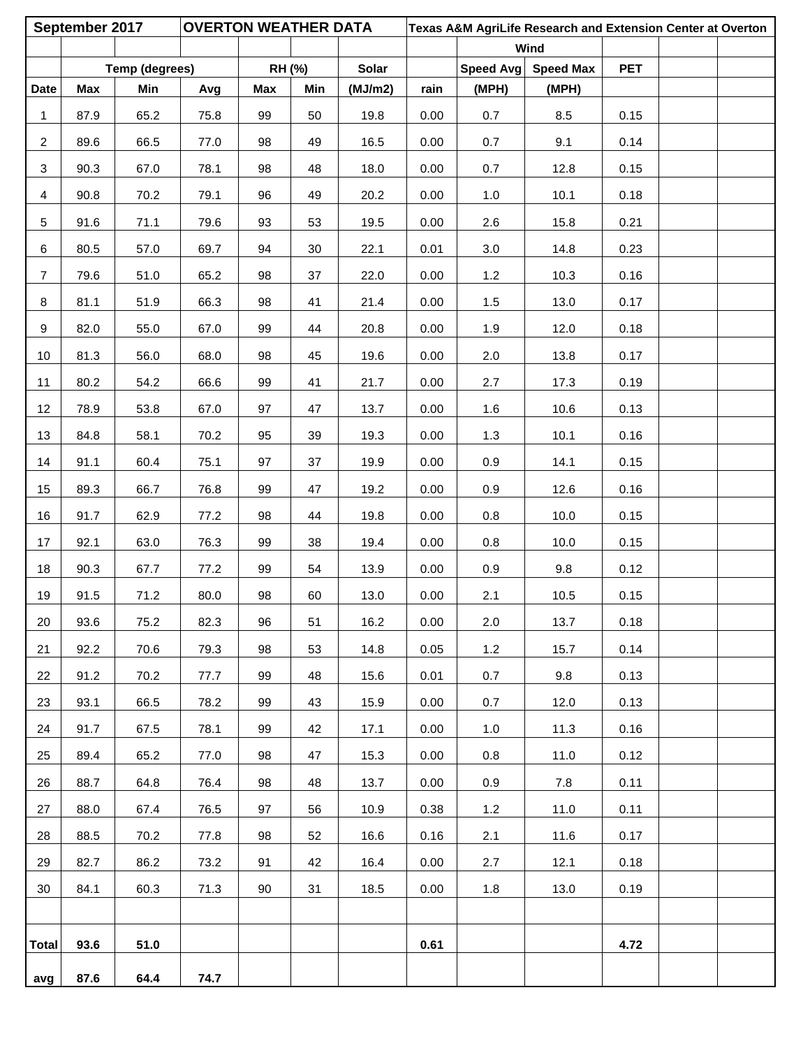| September 2017 | | | OVERTON WEATHER DATA | | | | Texas A&M AgriLife Research and Extension Center at Overton | | | | |
|---|---|---|---|---|---|---|---|---|---|---|---|
| | | | | | | | | Wind | | | | |
| | Temp (degrees) | | | RH (%) | | Solar | | Speed Avg | Speed Max | PET | | |
| Date | Max | Min | Avg | Max | Min | (MJ/m2) | rain | (MPH) | (MPH) | | | |
| 1 | 87.9 | 65.2 | 75.8 | 99 | 50 | 19.8 | 0.00 | 0.7 | 8.5 | 0.15 | | |
| 2 | 89.6 | 66.5 | 77.0 | 98 | 49 | 16.5 | 0.00 | 0.7 | 9.1 | 0.14 | | |
| 3 | 90.3 | 67.0 | 78.1 | 98 | 48 | 18.0 | 0.00 | 0.7 | 12.8 | 0.15 | | |
| 4 | 90.8 | 70.2 | 79.1 | 96 | 49 | 20.2 | 0.00 | 1.0 | 10.1 | 0.18 | | |
| 5 | 91.6 | 71.1 | 79.6 | 93 | 53 | 19.5 | 0.00 | 2.6 | 15.8 | 0.21 | | |
| 6 | 80.5 | 57.0 | 69.7 | 94 | 30 | 22.1 | 0.01 | 3.0 | 14.8 | 0.23 | | |
| 7 | 79.6 | 51.0 | 65.2 | 98 | 37 | 22.0 | 0.00 | 1.2 | 10.3 | 0.16 | | |
| 8 | 81.1 | 51.9 | 66.3 | 98 | 41 | 21.4 | 0.00 | 1.5 | 13.0 | 0.17 | | |
| 9 | 82.0 | 55.0 | 67.0 | 99 | 44 | 20.8 | 0.00 | 1.9 | 12.0 | 0.18 | | |
| 10 | 81.3 | 56.0 | 68.0 | 98 | 45 | 19.6 | 0.00 | 2.0 | 13.8 | 0.17 | | |
| 11 | 80.2 | 54.2 | 66.6 | 99 | 41 | 21.7 | 0.00 | 2.7 | 17.3 | 0.19 | | |
| 12 | 78.9 | 53.8 | 67.0 | 97 | 47 | 13.7 | 0.00 | 1.6 | 10.6 | 0.13 | | |
| 13 | 84.8 | 58.1 | 70.2 | 95 | 39 | 19.3 | 0.00 | 1.3 | 10.1 | 0.16 | | |
| 14 | 91.1 | 60.4 | 75.1 | 97 | 37 | 19.9 | 0.00 | 0.9 | 14.1 | 0.15 | | |
| 15 | 89.3 | 66.7 | 76.8 | 99 | 47 | 19.2 | 0.00 | 0.9 | 12.6 | 0.16 | | |
| 16 | 91.7 | 62.9 | 77.2 | 98 | 44 | 19.8 | 0.00 | 0.8 | 10.0 | 0.15 | | |
| 17 | 92.1 | 63.0 | 76.3 | 99 | 38 | 19.4 | 0.00 | 0.8 | 10.0 | 0.15 | | |
| 18 | 90.3 | 67.7 | 77.2 | 99 | 54 | 13.9 | 0.00 | 0.9 | 9.8 | 0.12 | | |
| 19 | 91.5 | 71.2 | 80.0 | 98 | 60 | 13.0 | 0.00 | 2.1 | 10.5 | 0.15 | | |
| 20 | 93.6 | 75.2 | 82.3 | 96 | 51 | 16.2 | 0.00 | 2.0 | 13.7 | 0.18 | | |
| 21 | 92.2 | 70.6 | 79.3 | 98 | 53 | 14.8 | 0.05 | 1.2 | 15.7 | 0.14 | | |
| 22 | 91.2 | 70.2 | 77.7 | 99 | 48 | 15.6 | 0.01 | 0.7 | 9.8 | 0.13 | | |
| 23 | 93.1 | 66.5 | 78.2 | 99 | 43 | 15.9 | 0.00 | 0.7 | 12.0 | 0.13 | | |
| 24 | 91.7 | 67.5 | 78.1 | 99 | 42 | 17.1 | 0.00 | 1.0 | 11.3 | 0.16 | | |
| 25 | 89.4 | 65.2 | 77.0 | 98 | 47 | 15.3 | 0.00 | 0.8 | 11.0 | 0.12 | | |
| 26 | 88.7 | 64.8 | 76.4 | 98 | 48 | 13.7 | 0.00 | 0.9 | 7.8 | 0.11 | | |
| 27 | 88.0 | 67.4 | 76.5 | 97 | 56 | 10.9 | 0.38 | 1.2 | 11.0 | 0.11 | | |
| 28 | 88.5 | 70.2 | 77.8 | 98 | 52 | 16.6 | 0.16 | 2.1 | 11.6 | 0.17 | | |
| 29 | 82.7 | 86.2 | 73.2 | 91 | 42 | 16.4 | 0.00 | 2.7 | 12.1 | 0.18 | | |
| 30 | 84.1 | 60.3 | 71.3 | 90 | 31 | 18.5 | 0.00 | 1.8 | 13.0 | 0.19 | | |
| | | | | | | | | | | | | |
| **Total** | **93.6** | **51.0** | | | | | **0.61** | | | **4.72** | | |
| **avg** | **87.6** | **64.4** | **74.7** | | | | | | | | | |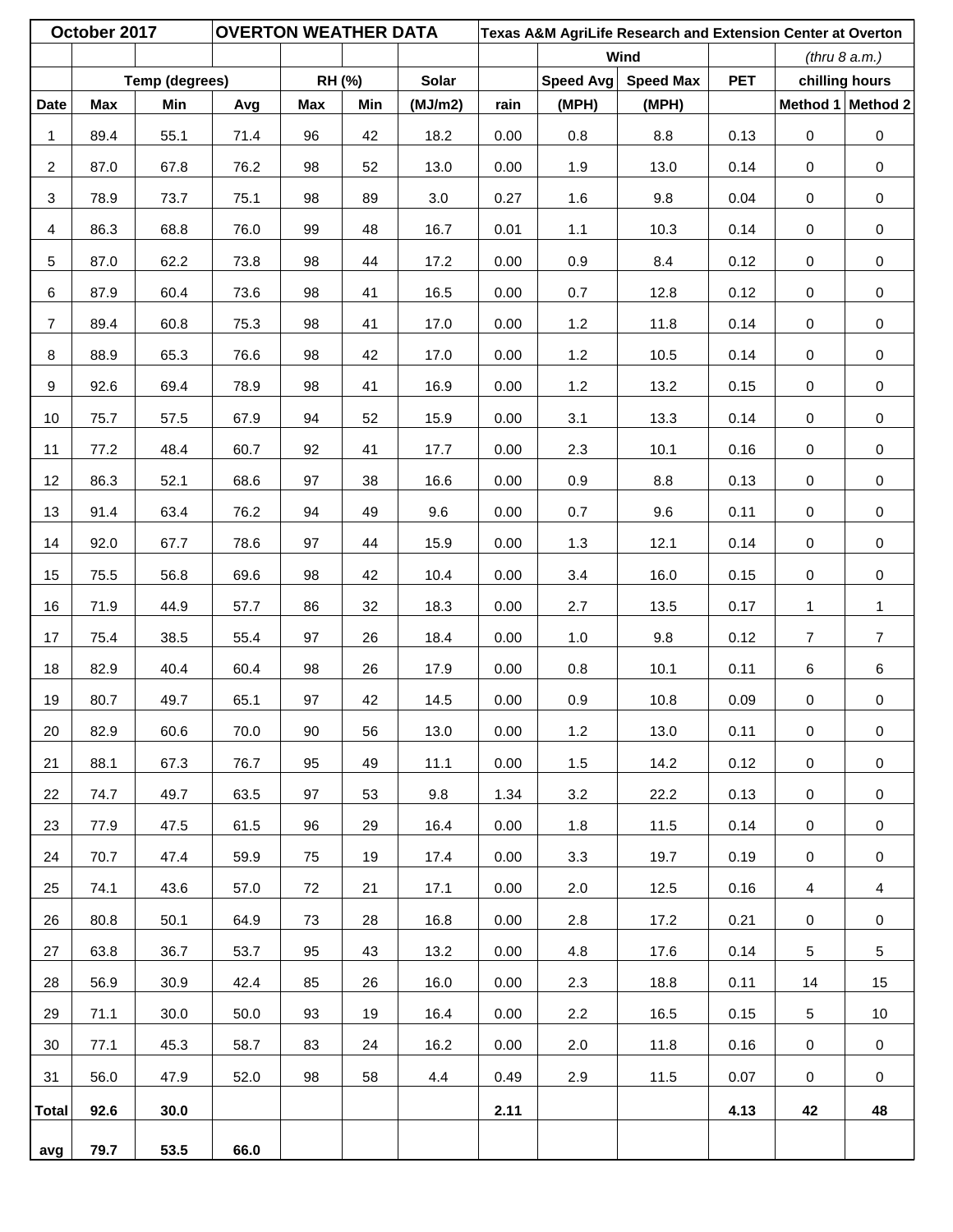| October 2017 | | | OVERTON WEATHER DATA | | | | Texas A&M AgriLife Research and Extension Center at Overton | | | | | |
|---|---|---|---|---|---|---|---|---|---|---|---|---|
| | | | | | | | | Wind | | | *(thru 8 a.m.)* | |
| | Temp (degrees) | | | RH (%) | | Solar | | Speed Avg | Speed Max | PET | chilling hours | |
| Date | Max | Min | Avg | Max | Min | (MJ/m2) | rain | (MPH) | (MPH) | | Method 1 | Method 2 |
| 1 | 89.4 | 55.1 | 71.4 | 96 | 42 | 18.2 | 0.00 | 0.8 | 8.8 | 0.13 | 0 | 0 |
| 2 | 87.0 | 67.8 | 76.2 | 98 | 52 | 13.0 | 0.00 | 1.9 | 13.0 | 0.14 | 0 | 0 |
| 3 | 78.9 | 73.7 | 75.1 | 98 | 89 | 3.0 | 0.27 | 1.6 | 9.8 | 0.04 | 0 | 0 |
| 4 | 86.3 | 68.8 | 76.0 | 99 | 48 | 16.7 | 0.01 | 1.1 | 10.3 | 0.14 | 0 | 0 |
| 5 | 87.0 | 62.2 | 73.8 | 98 | 44 | 17.2 | 0.00 | 0.9 | 8.4 | 0.12 | 0 | 0 |
| 6 | 87.9 | 60.4 | 73.6 | 98 | 41 | 16.5 | 0.00 | 0.7 | 12.8 | 0.12 | 0 | 0 |
| 7 | 89.4 | 60.8 | 75.3 | 98 | 41 | 17.0 | 0.00 | 1.2 | 11.8 | 0.14 | 0 | 0 |
| 8 | 88.9 | 65.3 | 76.6 | 98 | 42 | 17.0 | 0.00 | 1.2 | 10.5 | 0.14 | 0 | 0 |
| 9 | 92.6 | 69.4 | 78.9 | 98 | 41 | 16.9 | 0.00 | 1.2 | 13.2 | 0.15 | 0 | 0 |
| 10 | 75.7 | 57.5 | 67.9 | 94 | 52 | 15.9 | 0.00 | 3.1 | 13.3 | 0.14 | 0 | 0 |
| 11 | 77.2 | 48.4 | 60.7 | 92 | 41 | 17.7 | 0.00 | 2.3 | 10.1 | 0.16 | 0 | 0 |
| 12 | 86.3 | 52.1 | 68.6 | 97 | 38 | 16.6 | 0.00 | 0.9 | 8.8 | 0.13 | 0 | 0 |
| 13 | 91.4 | 63.4 | 76.2 | 94 | 49 | 9.6 | 0.00 | 0.7 | 9.6 | 0.11 | 0 | 0 |
| 14 | 92.0 | 67.7 | 78.6 | 97 | 44 | 15.9 | 0.00 | 1.3 | 12.1 | 0.14 | 0 | 0 |
| 15 | 75.5 | 56.8 | 69.6 | 98 | 42 | 10.4 | 0.00 | 3.4 | 16.0 | 0.15 | 0 | 0 |
| 16 | 71.9 | 44.9 | 57.7 | 86 | 32 | 18.3 | 0.00 | 2.7 | 13.5 | 0.17 | 1 | 1 |
| 17 | 75.4 | 38.5 | 55.4 | 97 | 26 | 18.4 | 0.00 | 1.0 | 9.8 | 0.12 | 7 | 7 |
| 18 | 82.9 | 40.4 | 60.4 | 98 | 26 | 17.9 | 0.00 | 0.8 | 10.1 | 0.11 | 6 | 6 |
| 19 | 80.7 | 49.7 | 65.1 | 97 | 42 | 14.5 | 0.00 | 0.9 | 10.8 | 0.09 | 0 | 0 |
| 20 | 82.9 | 60.6 | 70.0 | 90 | 56 | 13.0 | 0.00 | 1.2 | 13.0 | 0.11 | 0 | 0 |
| 21 | 88.1 | 67.3 | 76.7 | 95 | 49 | 11.1 | 0.00 | 1.5 | 14.2 | 0.12 | 0 | 0 |
| 22 | 74.7 | 49.7 | 63.5 | 97 | 53 | 9.8 | 1.34 | 3.2 | 22.2 | 0.13 | 0 | 0 |
| 23 | 77.9 | 47.5 | 61.5 | 96 | 29 | 16.4 | 0.00 | 1.8 | 11.5 | 0.14 | 0 | 0 |
| 24 | 70.7 | 47.4 | 59.9 | 75 | 19 | 17.4 | 0.00 | 3.3 | 19.7 | 0.19 | 0 | 0 |
| 25 | 74.1 | 43.6 | 57.0 | 72 | 21 | 17.1 | 0.00 | 2.0 | 12.5 | 0.16 | 4 | 4 |
| 26 | 80.8 | 50.1 | 64.9 | 73 | 28 | 16.8 | 0.00 | 2.8 | 17.2 | 0.21 | 0 | 0 |
| 27 | 63.8 | 36.7 | 53.7 | 95 | 43 | 13.2 | 0.00 | 4.8 | 17.6 | 0.14 | 5 | 5 |
| 28 | 56.9 | 30.9 | 42.4 | 85 | 26 | 16.0 | 0.00 | 2.3 | 18.8 | 0.11 | 14 | 15 |
| 29 | 71.1 | 30.0 | 50.0 | 93 | 19 | 16.4 | 0.00 | 2.2 | 16.5 | 0.15 | 5 | 10 |
| 30 | 77.1 | 45.3 | 58.7 | 83 | 24 | 16.2 | 0.00 | 2.0 | 11.8 | 0.16 | 0 | 0 |
| 31 | 56.0 | 47.9 | 52.0 | 98 | 58 | 4.4 | 0.49 | 2.9 | 11.5 | 0.07 | 0 | 0 |
| **Total** | **92.6** | **30.0** | | | | | **2.11** | | | **4.13** | **42** | **48** |
| **avg** | **79.7** | **53.5** | **66.0** | | | | | | | | | |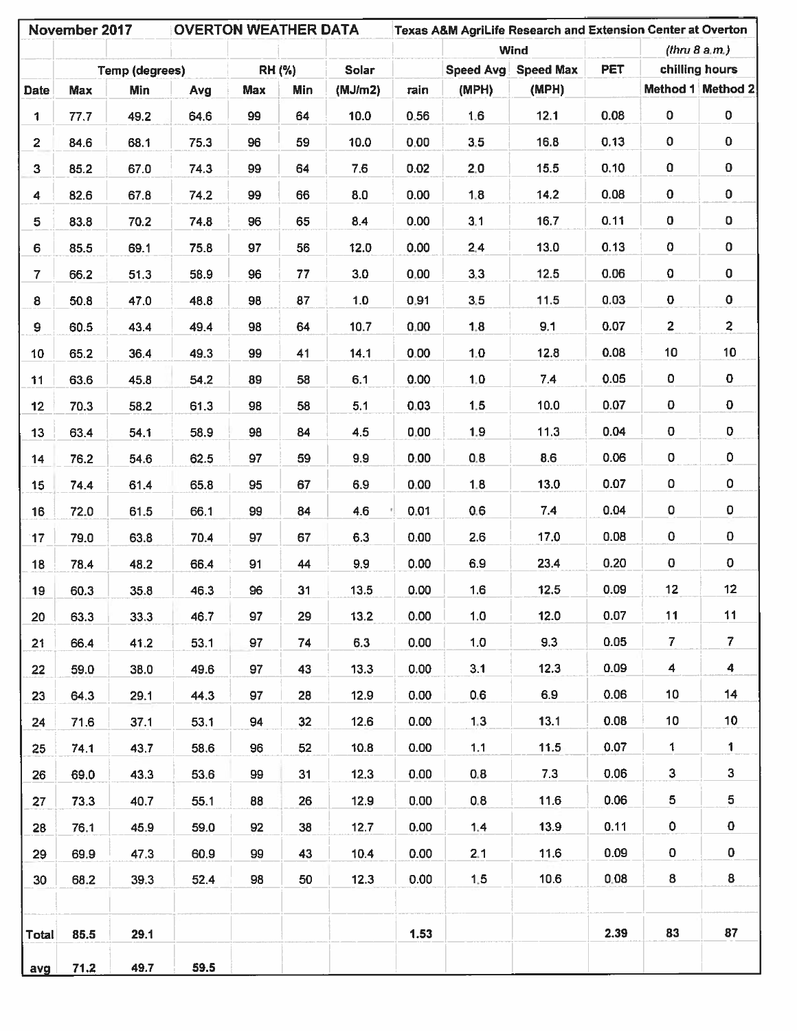| November 2017 | | | OVERTON WEATHER DATA | | | Texas A&M AgriLife Research and Extension Center at Overton | | | | | | |
|---|---|---|---|---|---|---|---|---|---|---|---|---|
| | | | | | | | Wind | | | | *(thru 8 a.m.)* | |
| | Temp (degrees) | | | RH (%) | | Solar | | Speed Avg | Speed Max | PET | chilling hours | |
| Date | Max | Min | Avg | Max | Min | (MJ/m2) | rain | (MPH) | (MPH) | | Method 1 | Method 2 |
| 1 | 77.7 | 49.2 | 64.6 | 99 | 64 | 10.0 | 0.56 | 1.6 | 12.1 | 0.08 | 0 | 0 |
| 2 | 84.6 | 68.1 | 75.3 | 96 | 59 | 10.0 | 0.00 | 3.5 | 16.8 | 0.13 | 0 | 0 |
| 3 | 85.2 | 67.0 | 74.3 | 99 | 64 | 7.6 | 0.02 | 2.0 | 15.5 | 0.10 | 0 | 0 |
| 4 | 82.6 | 67.8 | 74.2 | 99 | 66 | 8.0 | 0.00 | 1.8 | 14.2 | 0.08 | 0 | 0 |
| 5 | 83.8 | 70.2 | 74.8 | 96 | 65 | 8.4 | 0.00 | 3.1 | 16.7 | 0.11 | 0 | 0 |
| 6 | 85.5 | 69.1 | 75.8 | 97 | 56 | 12.0 | 0.00 | 2.4 | 13.0 | 0.13 | 0 | 0 |
| 7 | 66.2 | 51.3 | 58.9 | 96 | 77 | 3.0 | 0.00 | 3.3 | 12.5 | 0.06 | 0 | 0 |
| 8 | 50.8 | 47.0 | 48.8 | 98 | 87 | 1.0 | 0.91 | 3.5 | 11.5 | 0.03 | 0 | 0 |
| 9 | 60.5 | 43.4 | 49.4 | 98 | 64 | 10.7 | 0.00 | 1.8 | 9.1 | 0.07 | 2 | 2 |
| 10 | 65.2 | 36.4 | 49.3 | 99 | 41 | 14.1 | 0.00 | 1.0 | 12.8 | 0.08 | 10 | 10 |
| 11 | 63.6 | 45.8 | 54.2 | 89 | 58 | 6.1 | 0.00 | 1.0 | 7.4 | 0.05 | 0 | 0 |
| 12 | 70.3 | 58.2 | 61.3 | 98 | 58 | 5.1 | 0.03 | 1.5 | 10.0 | 0.07 | 0 | 0 |
| 13 | 63.4 | 54.1 | 58.9 | 98 | 84 | 4.5 | 0.00 | 1.9 | 11.3 | 0.04 | 0 | 0 |
| 14 | 76.2 | 54.6 | 62.5 | 97 | 59 | 9.9 | 0.00 | 0.8 | 8.6 | 0.06 | 0 | 0 |
| 15 | 74.4 | 61.4 | 65.8 | 95 | 67 | 6.9 | 0.00 | 1.8 | 13.0 | 0.07 | 0 | 0 |
| 16 | 72.0 | 61.5 | 66.1 | 99 | 84 | 4.6 | 0.01 | 0.6 | 7.4 | 0.04 | 0 | 0 |
| 17 | 79.0 | 63.8 | 70.4 | 97 | 67 | 6.3 | 0.00 | 2.6 | 17.0 | 0.08 | 0 | 0 |
| 18 | 78.4 | 48.2 | 66.4 | 91 | 44 | 9.9 | 0.00 | 6.9 | 23.4 | 0.20 | 0 | 0 |
| 19 | 60.3 | 35.8 | 46.3 | 96 | 31 | 13.5 | 0.00 | 1.6 | 12.5 | 0.09 | 12 | 12 |
| 20 | 63.3 | 33.3 | 46.7 | 97 | 29 | 13.2 | 0.00 | 1.0 | 12.0 | 0.07 | 11 | 11 |
| 21 | 66.4 | 41.2 | 53.1 | 97 | 74 | 6.3 | 0.00 | 1.0 | 9.3 | 0.05 | 7 | 7 |
| 22 | 59.0 | 38.0 | 49.6 | 97 | 43 | 13.3 | 0.00 | 3.1 | 12.3 | 0.09 | 4 | 4 |
| 23 | 64.3 | 29.1 | 44.3 | 97 | 28 | 12.9 | 0.00 | 0.6 | 6.9 | 0.06 | 10 | 14 |
| 24 | 71.6 | 37.1 | 53.1 | 94 | 32 | 12.6 | 0.00 | 1.3 | 13.1 | 0.08 | 10 | 10 |
| 25 | 74.1 | 43.7 | 58.6 | 96 | 52 | 10.8 | 0.00 | 1.1 | 11.5 | 0.07 | 1 | 1 |
| 26 | 69.0 | 43.3 | 53.6 | 99 | 31 | 12.3 | 0.00 | 0.8 | 7.3 | 0.06 | 3 | 3 |
| 27 | 73.3 | 40.7 | 55.1 | 88 | 26 | 12.9 | 0.00 | 0.8 | 11.6 | 0.06 | 5 | 5 |
| 28 | 76.1 | 45.9 | 59.0 | 92 | 38 | 12.7 | 0.00 | 1.4 | 13.9 | 0.11 | 0 | 0 |
| 29 | 69.9 | 47.3 | 60.9 | 99 | 43 | 10.4 | 0.00 | 2.1 | 11.6 | 0.09 | 0 | 0 |
| 30 | 68.2 | 39.3 | 52.4 | 98 | 50 | 12.3 | 0.00 | 1.5 | 10.6 | 0.08 | 8 | 8 |
| | | | | | | | | | | | | |
| Total | 85.5 | 29.1 | | | | | 1.53 | | | 2.39 | 83 | 87 |
| avg | 71.2 | 49.7 | 59.5 | | | | | | | | | |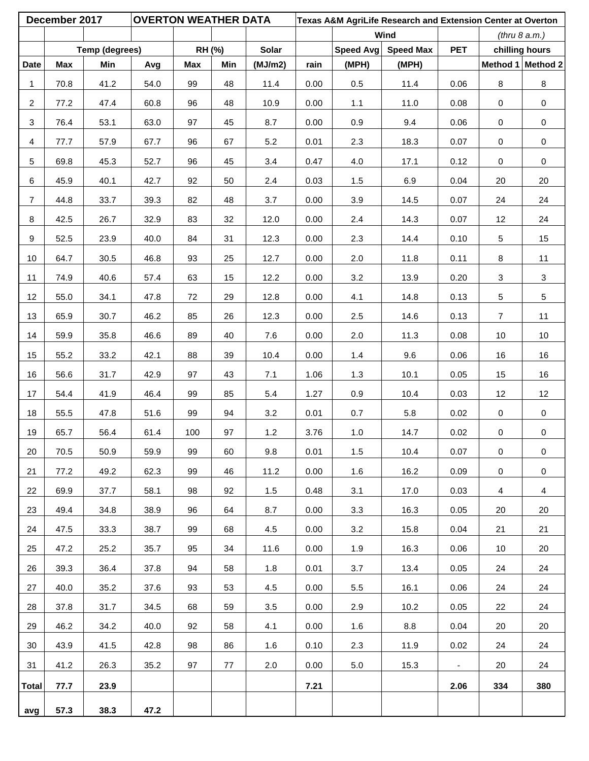| December 2017 | | | OVERTON WEATHER DATA | | | | Texas A&M AgriLife Research and Extension Center at Overton | | | | | |
|---|---|---|---|---|---|---|---|---|---|---|---|---|
| | | | | | | | | Wind | | | *(thru 8 a.m.)* | |
| | Temp (degrees) | | | RH (%) | | Solar | | Speed Avg | Speed Max | PET | chilling hours | |
| Date | Max | Min | Avg | Max | Min | (MJ/m2) | rain | (MPH) | (MPH) | | Method 1 | Method 2 |
| 1 | 70.8 | 41.2 | 54.0 | 99 | 48 | 11.4 | 0.00 | 0.5 | 11.4 | 0.06 | 8 | 8 |
| 2 | 77.2 | 47.4 | 60.8 | 96 | 48 | 10.9 | 0.00 | 1.1 | 11.0 | 0.08 | 0 | 0 |
| 3 | 76.4 | 53.1 | 63.0 | 97 | 45 | 8.7 | 0.00 | 0.9 | 9.4 | 0.06 | 0 | 0 |
| 4 | 77.7 | 57.9 | 67.7 | 96 | 67 | 5.2 | 0.01 | 2.3 | 18.3 | 0.07 | 0 | 0 |
| 5 | 69.8 | 45.3 | 52.7 | 96 | 45 | 3.4 | 0.47 | 4.0 | 17.1 | 0.12 | 0 | 0 |
| 6 | 45.9 | 40.1 | 42.7 | 92 | 50 | 2.4 | 0.03 | 1.5 | 6.9 | 0.04 | 20 | 20 |
| 7 | 44.8 | 33.7 | 39.3 | 82 | 48 | 3.7 | 0.00 | 3.9 | 14.5 | 0.07 | 24 | 24 |
| 8 | 42.5 | 26.7 | 32.9 | 83 | 32 | 12.0 | 0.00 | 2.4 | 14.3 | 0.07 | 12 | 24 |
| 9 | 52.5 | 23.9 | 40.0 | 84 | 31 | 12.3 | 0.00 | 2.3 | 14.4 | 0.10 | 5 | 15 |
| 10 | 64.7 | 30.5 | 46.8 | 93 | 25 | 12.7 | 0.00 | 2.0 | 11.8 | 0.11 | 8 | 11 |
| 11 | 74.9 | 40.6 | 57.4 | 63 | 15 | 12.2 | 0.00 | 3.2 | 13.9 | 0.20 | 3 | 3 |
| 12 | 55.0 | 34.1 | 47.8 | 72 | 29 | 12.8 | 0.00 | 4.1 | 14.8 | 0.13 | 5 | 5 |
| 13 | 65.9 | 30.7 | 46.2 | 85 | 26 | 12.3 | 0.00 | 2.5 | 14.6 | 0.13 | 7 | 11 |
| 14 | 59.9 | 35.8 | 46.6 | 89 | 40 | 7.6 | 0.00 | 2.0 | 11.3 | 0.08 | 10 | 10 |
| 15 | 55.2 | 33.2 | 42.1 | 88 | 39 | 10.4 | 0.00 | 1.4 | 9.6 | 0.06 | 16 | 16 |
| 16 | 56.6 | 31.7 | 42.9 | 97 | 43 | 7.1 | 1.06 | 1.3 | 10.1 | 0.05 | 15 | 16 |
| 17 | 54.4 | 41.9 | 46.4 | 99 | 85 | 5.4 | 1.27 | 0.9 | 10.4 | 0.03 | 12 | 12 |
| 18 | 55.5 | 47.8 | 51.6 | 99 | 94 | 3.2 | 0.01 | 0.7 | 5.8 | 0.02 | 0 | 0 |
| 19 | 65.7 | 56.4 | 61.4 | 100 | 97 | 1.2 | 3.76 | 1.0 | 14.7 | 0.02 | 0 | 0 |
| 20 | 70.5 | 50.9 | 59.9 | 99 | 60 | 9.8 | 0.01 | 1.5 | 10.4 | 0.07 | 0 | 0 |
| 21 | 77.2 | 49.2 | 62.3 | 99 | 46 | 11.2 | 0.00 | 1.6 | 16.2 | 0.09 | 0 | 0 |
| 22 | 69.9 | 37.7 | 58.1 | 98 | 92 | 1.5 | 0.48 | 3.1 | 17.0 | 0.03 | 4 | 4 |
| 23 | 49.4 | 34.8 | 38.9 | 96 | 64 | 8.7 | 0.00 | 3.3 | 16.3 | 0.05 | 20 | 20 |
| 24 | 47.5 | 33.3 | 38.7 | 99 | 68 | 4.5 | 0.00 | 3.2 | 15.8 | 0.04 | 21 | 21 |
| 25 | 47.2 | 25.2 | 35.7 | 95 | 34 | 11.6 | 0.00 | 1.9 | 16.3 | 0.06 | 10 | 20 |
| 26 | 39.3 | 36.4 | 37.8 | 94 | 58 | 1.8 | 0.01 | 3.7 | 13.4 | 0.05 | 24 | 24 |
| 27 | 40.0 | 35.2 | 37.6 | 93 | 53 | 4.5 | 0.00 | 5.5 | 16.1 | 0.06 | 24 | 24 |
| 28 | 37.8 | 31.7 | 34.5 | 68 | 59 | 3.5 | 0.00 | 2.9 | 10.2 | 0.05 | 22 | 24 |
| 29 | 46.2 | 34.2 | 40.0 | 92 | 58 | 4.1 | 0.00 | 1.6 | 8.8 | 0.04 | 20 | 20 |
| 30 | 43.9 | 41.5 | 42.8 | 98 | 86 | 1.6 | 0.10 | 2.3 | 11.9 | 0.02 | 24 | 24 |
| 31 | 41.2 | 26.3 | 35.2 | 97 | 77 | 2.0 | 0.00 | 5.0 | 15.3 | - | 20 | 24 |
| **Total** | **77.7** | **23.9** | | | | | **7.21** | | | **2.06** | **334** | **380** |
| **avg** | **57.3** | **38.3** | **47.2** | | | | | | | | | |